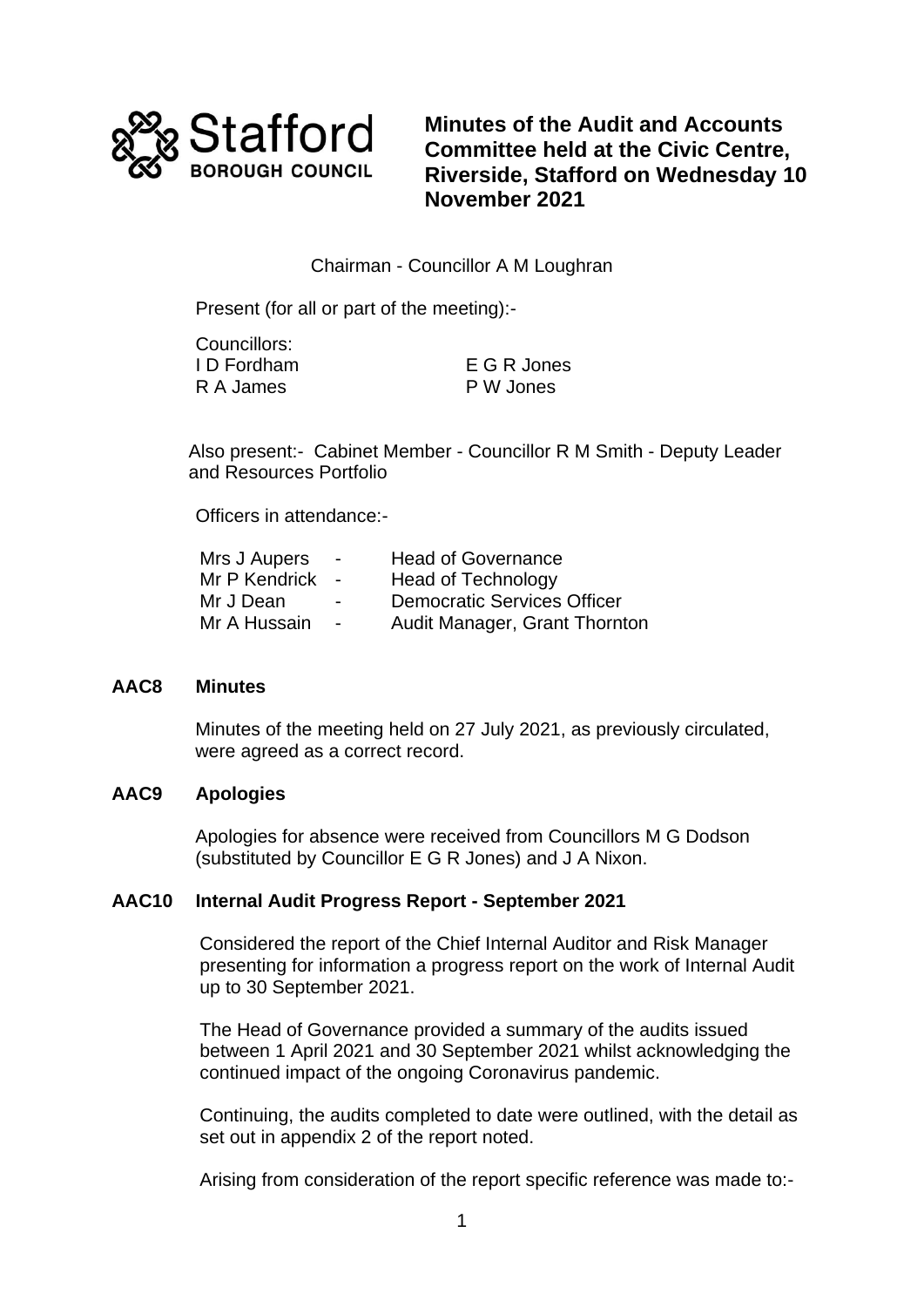# Minutes of the Audit and Accounts Committee held at the Civic Centre, Riverside, Stafford on Wednesday 10 November 2021

Chairman - Councillor A M Loughran

Present (for all or part of the meeting):-

Councillors:

| | |
|---|---|
| I D Fordham | E G R Jones |
| R A James | P W Jones |

Also present:- Cabinet Member - Councillor R M Smith - Deputy Leader and Resources Portfolio

Officers in attendance:-

| | | |
|---|---|---|
| Mrs J Aupers | - | Head of Governance |
| Mr P Kendrick | - | Head of Technology |
| Mr J Dean | - | Democratic Services Officer |
| Mr A Hussain | - | Audit Manager, Grant Thornton |

## AAC8 Minutes

Minutes of the meeting held on 27 July 2021, as previously circulated, were agreed as a correct record.

## AAC9 Apologies

Apologies for absence were received from Councillors M G Dodson (substituted by Councillor E G R Jones) and J A Nixon.

## AAC10 Internal Audit Progress Report - September 2021

Considered the report of the Chief Internal Auditor and Risk Manager presenting for information a progress report on the work of Internal Audit up to 30 September 2021.

The Head of Governance provided a summary of the audits issued between 1 April 2021 and 30 September 2021 whilst acknowledging the continued impact of the ongoing Coronavirus pandemic.

Continuing, the audits completed to date were outlined, with the detail as set out in appendix 2 of the report noted.

Arising from consideration of the report specific reference was made to:-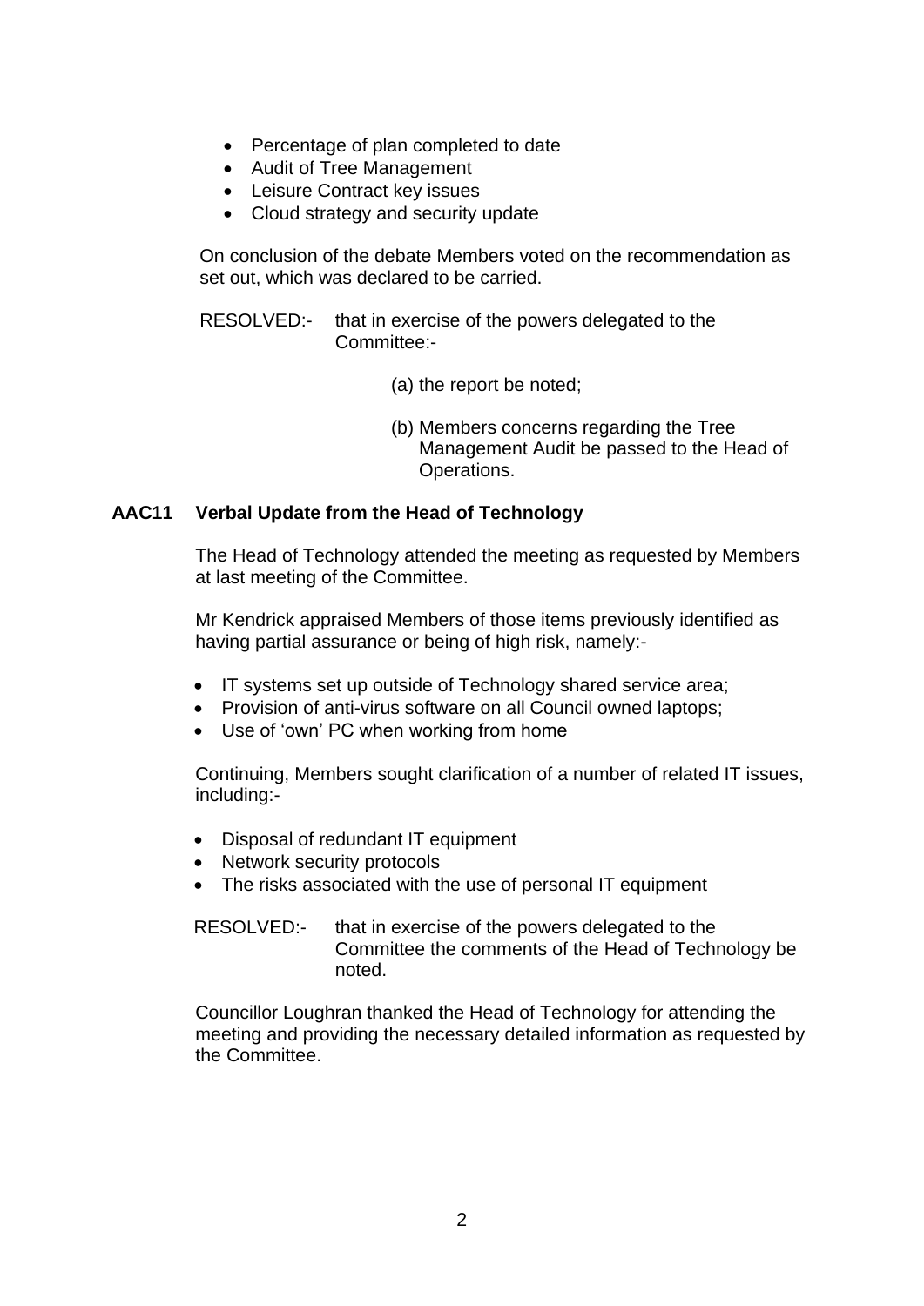- Percentage of plan completed to date
- Audit of Tree Management
- Leisure Contract key issues
- Cloud strategy and security update

On conclusion of the debate Members voted on the recommendation as set out, which was declared to be carried.

RESOLVED:- that in exercise of the powers delegated to the Committee:-

(a) the report be noted;

(b) Members concerns regarding the Tree Management Audit be passed to the Head of Operations.

**AAC11 Verbal Update from the Head of Technology**

The Head of Technology attended the meeting as requested by Members at last meeting of the Committee.

Mr Kendrick appraised Members of those items previously identified as having partial assurance or being of high risk, namely:-

- IT systems set up outside of Technology shared service area;
- Provision of anti-virus software on all Council owned laptops;
- Use of 'own' PC when working from home

Continuing, Members sought clarification of a number of related IT issues, including:-

- Disposal of redundant IT equipment
- Network security protocols
- The risks associated with the use of personal IT equipment

RESOLVED:- that in exercise of the powers delegated to the Committee the comments of the Head of Technology be noted.

Councillor Loughran thanked the Head of Technology for attending the meeting and providing the necessary detailed information as requested by the Committee.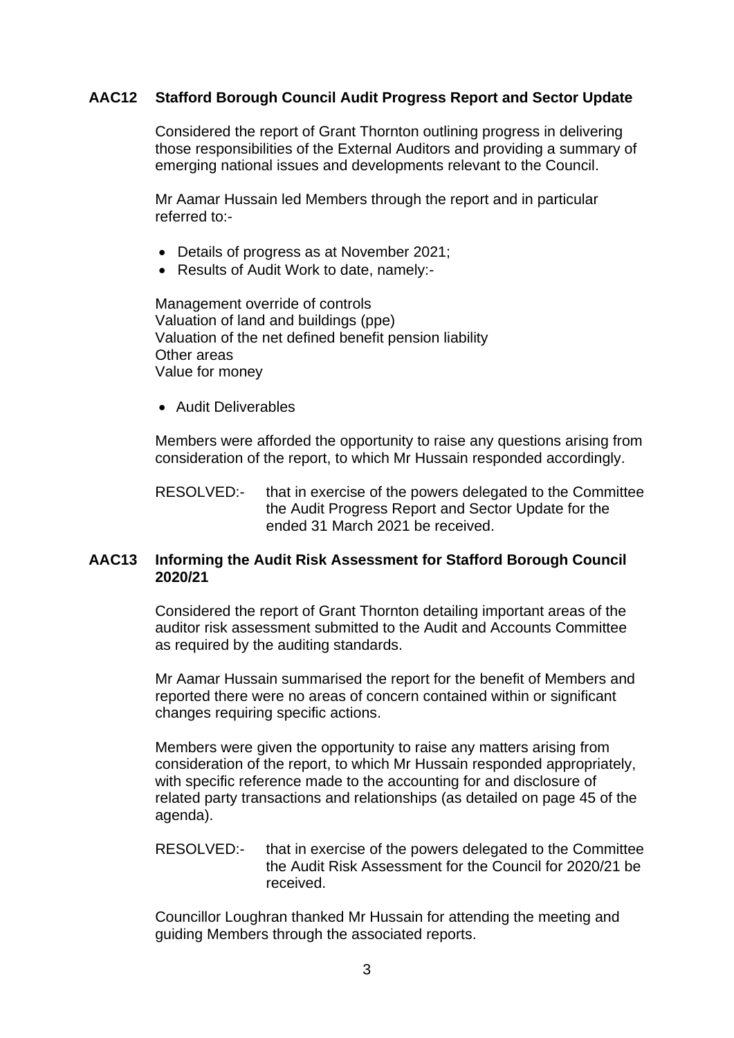**AAC12 Stafford Borough Council Audit Progress Report and Sector Update**

Considered the report of Grant Thornton outlining progress in delivering those responsibilities of the External Auditors and providing a summary of emerging national issues and developments relevant to the Council.

Mr Aamar Hussain led Members through the report and in particular referred to:-

- Details of progress as at November 2021;
- Results of Audit Work to date, namely:-

Management override of controls
Valuation of land and buildings (ppe)
Valuation of the net defined benefit pension liability
Other areas
Value for money

- Audit Deliverables

Members were afforded the opportunity to raise any questions arising from consideration of the report, to which Mr Hussain responded accordingly.

RESOLVED:- that in exercise of the powers delegated to the Committee the Audit Progress Report and Sector Update for the ended 31 March 2021 be received.

**AAC13 Informing the Audit Risk Assessment for Stafford Borough Council 2020/21**

Considered the report of Grant Thornton detailing important areas of the auditor risk assessment submitted to the Audit and Accounts Committee as required by the auditing standards.

Mr Aamar Hussain summarised the report for the benefit of Members and reported there were no areas of concern contained within or significant changes requiring specific actions.

Members were given the opportunity to raise any matters arising from consideration of the report, to which Mr Hussain responded appropriately, with specific reference made to the accounting for and disclosure of related party transactions and relationships (as detailed on page 45 of the agenda).

RESOLVED:- that in exercise of the powers delegated to the Committee the Audit Risk Assessment for the Council for 2020/21 be received.

Councillor Loughran thanked Mr Hussain for attending the meeting and guiding Members through the associated reports.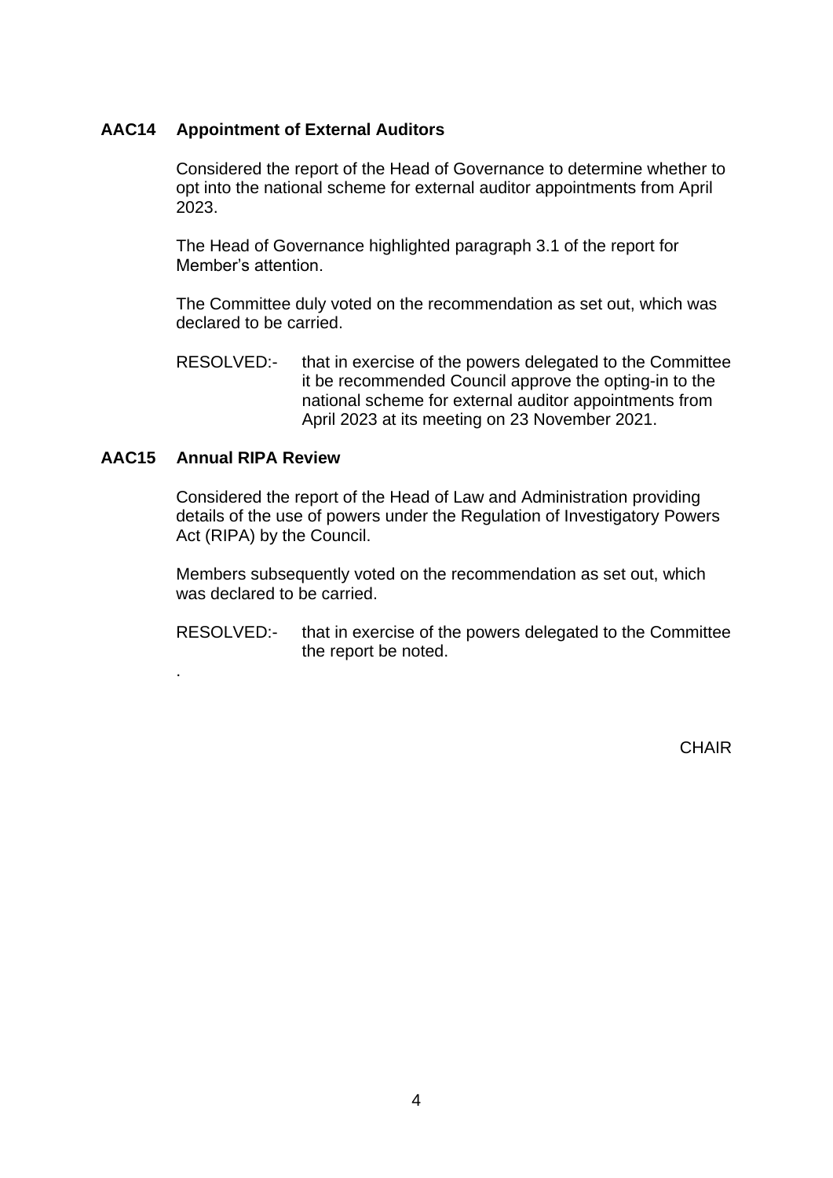### AAC14 Appointment of External Auditors

Considered the report of the Head of Governance to determine whether to opt into the national scheme for external auditor appointments from April 2023.

The Head of Governance highlighted paragraph 3.1 of the report for Member's attention.

The Committee duly voted on the recommendation as set out, which was declared to be carried.

RESOLVED:- that in exercise of the powers delegated to the Committee it be recommended Council approve the opting-in to the national scheme for external auditor appointments from April 2023 at its meeting on 23 November 2021.

### AAC15 Annual RIPA Review

Considered the report of the Head of Law and Administration providing details of the use of powers under the Regulation of Investigatory Powers Act (RIPA) by the Council.

Members subsequently voted on the recommendation as set out, which was declared to be carried.

RESOLVED:- that in exercise of the powers delegated to the Committee the report be noted.

.

CHAIR